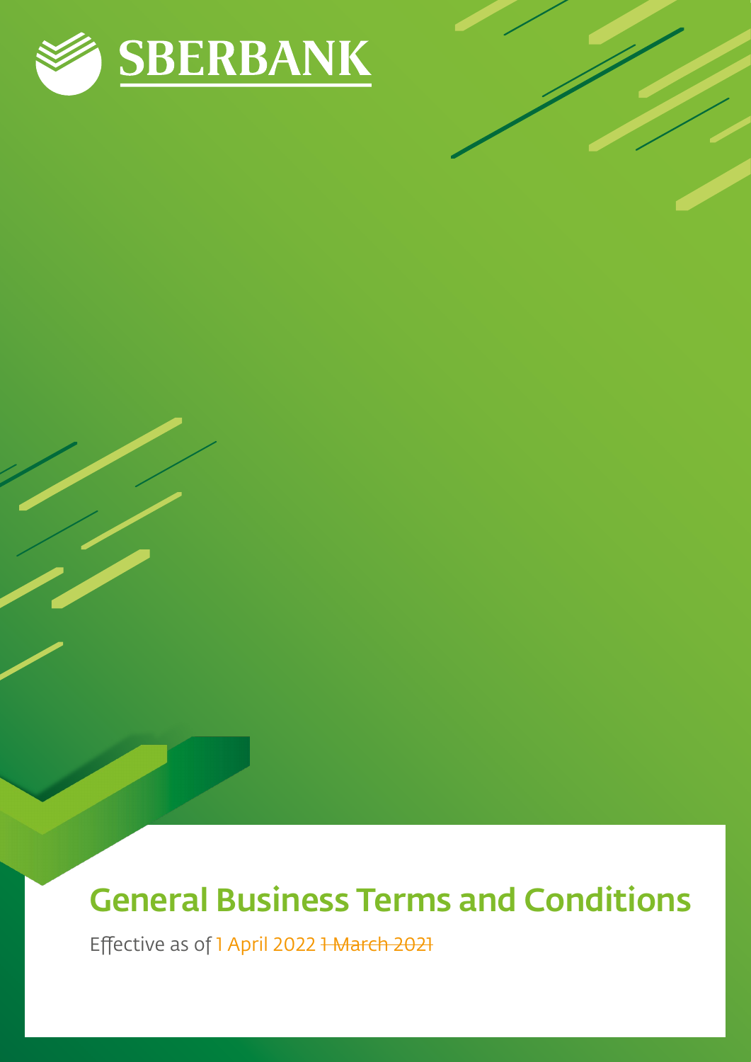SBERBANK

# General Business Terms and Conditions

Effective as of 1 April 2022 ~~1 March 2021~~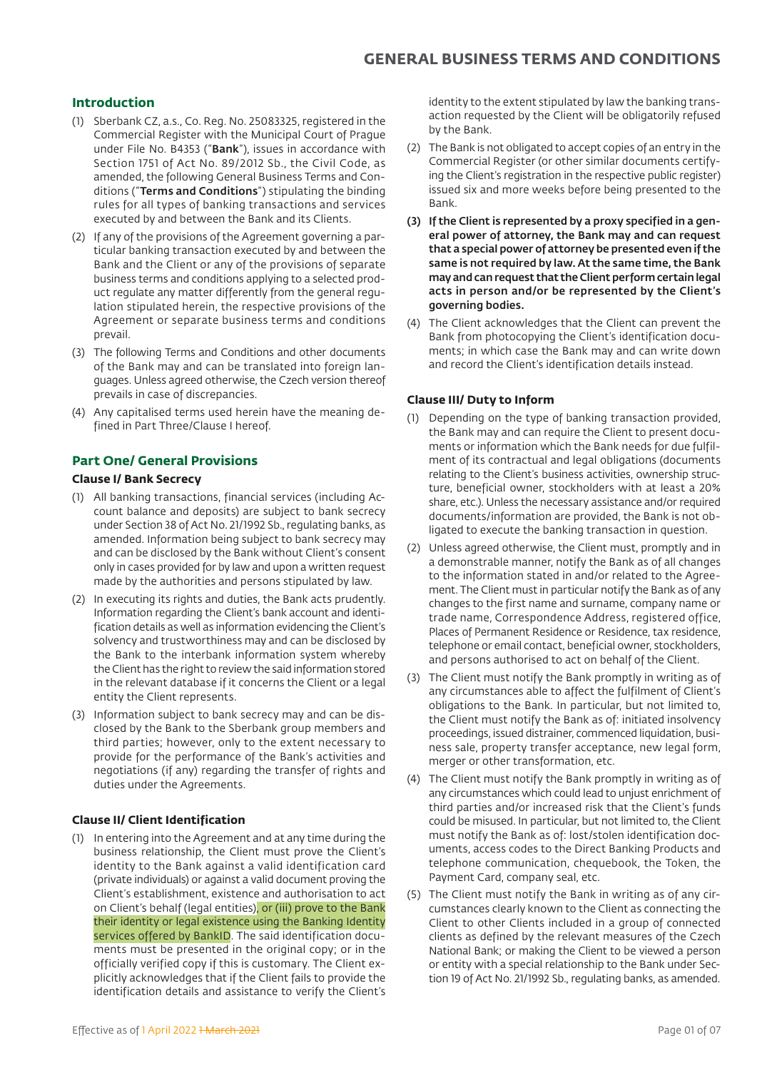# GENERAL BUSINESS TERMS AND CONDITIONS

## Introduction

(1) Sberbank CZ, a.s., Co. Reg. No. 25083325, registered in the Commercial Register with the Municipal Court of Prague under File No. B4353 ("**Bank**"), issues in accordance with Section 1751 of Act No. 89/2012 Sb., the Civil Code, as amended, the following General Business Terms and Conditions ("**Terms and Conditions**") stipulating the binding rules for all types of banking transactions and services executed by and between the Bank and its Clients.

(2) If any of the provisions of the Agreement governing a particular banking transaction executed by and between the Bank and the Client or any of the provisions of separate business terms and conditions applying to a selected product regulate any matter differently from the general regulation stipulated herein, the respective provisions of the Agreement or separate business terms and conditions prevail.

(3) The following Terms and Conditions and other documents of the Bank may and can be translated into foreign languages. Unless agreed otherwise, the Czech version thereof prevails in case of discrepancies.

(4) Any capitalised terms used herein have the meaning defined in Part Three/Clause I hereof.

## Part One/ General Provisions

### Clause I/ Bank Secrecy

(1) All banking transactions, financial services (including Account balance and deposits) are subject to bank secrecy under Section 38 of Act No. 21/1992 Sb., regulating banks, as amended. Information being subject to bank secrecy may and can be disclosed by the Bank without Client's consent only in cases provided for by law and upon a written request made by the authorities and persons stipulated by law.

(2) In executing its rights and duties, the Bank acts prudently. Information regarding the Client's bank account and identification details as well as information evidencing the Client's solvency and trustworthiness may and can be disclosed by the Bank to the interbank information system whereby the Client has the right to review the said information stored in the relevant database if it concerns the Client or a legal entity the Client represents.

(3) Information subject to bank secrecy may and can be disclosed by the Bank to the Sberbank group members and third parties; however, only to the extent necessary to provide for the performance of the Bank's activities and negotiations (if any) regarding the transfer of rights and duties under the Agreements.

### Clause II/ Client Identification

(1) In entering into the Agreement and at any time during the business relationship, the Client must prove the Client's identity to the Bank against a valid identification card (private individuals) or against a valid document proving the Client's establishment, existence and authorisation to act on Client's behalf (legal entities), or (iii) prove to the Bank their identity or legal existence using the Banking Identity services offered by BankID. The said identification documents must be presented in the original copy; or in the officially verified copy if this is customary. The Client explicitly acknowledges that if the Client fails to provide the identification details and assistance to verify the Client's identity to the extent stipulated by law the banking transaction requested by the Client will be obligatorily refused by the Bank.

(2) The Bank is not obligated to accept copies of an entry in the Commercial Register (or other similar documents certifying the Client's registration in the respective public register) issued six and more weeks before being presented to the Bank.

**(3) If the Client is represented by a proxy specified in a general power of attorney, the Bank may and can request that a special power of attorney be presented even if the same is not required by law. At the same time, the Bank may and can request that the Client perform certain legal acts in person and/or be represented by the Client's governing bodies.**

(4) The Client acknowledges that the Client can prevent the Bank from photocopying the Client's identification documents; in which case the Bank may and can write down and record the Client's identification details instead.

### Clause III/ Duty to Inform

(1) Depending on the type of banking transaction provided, the Bank may and can require the Client to present documents or information which the Bank needs for due fulfilment of its contractual and legal obligations (documents relating to the Client's business activities, ownership structure, beneficial owner, stockholders with at least a 20% share, etc.). Unless the necessary assistance and/or required documents/information are provided, the Bank is not obligated to execute the banking transaction in question.

(2) Unless agreed otherwise, the Client must, promptly and in a demonstrable manner, notify the Bank as of all changes to the information stated in and/or related to the Agreement. The Client must in particular notify the Bank as of any changes to the first name and surname, company name or trade name, Correspondence Address, registered office, Places of Permanent Residence or Residence, tax residence, telephone or email contact, beneficial owner, stockholders, and persons authorised to act on behalf of the Client.

(3) The Client must notify the Bank promptly in writing as of any circumstances able to affect the fulfilment of Client's obligations to the Bank. In particular, but not limited to, the Client must notify the Bank as of: initiated insolvency proceedings, issued distrainer, commenced liquidation, business sale, property transfer acceptance, new legal form, merger or other transformation, etc.

(4) The Client must notify the Bank promptly in writing as of any circumstances which could lead to unjust enrichment of third parties and/or increased risk that the Client's funds could be misused. In particular, but not limited to, the Client must notify the Bank as of: lost/stolen identification documents, access codes to the Direct Banking Products and telephone communication, chequebook, the Token, the Payment Card, company seal, etc.

(5) The Client must notify the Bank in writing as of any circumstances clearly known to the Client as connecting the Client to other Clients included in a group of connected clients as defined by the relevant measures of the Czech National Bank; or making the Client to be viewed a person or entity with a special relationship to the Bank under Section 19 of Act No. 21/1992 Sb., regulating banks, as amended.

Effective as of 1 April 2022 ~~1 March 2021~~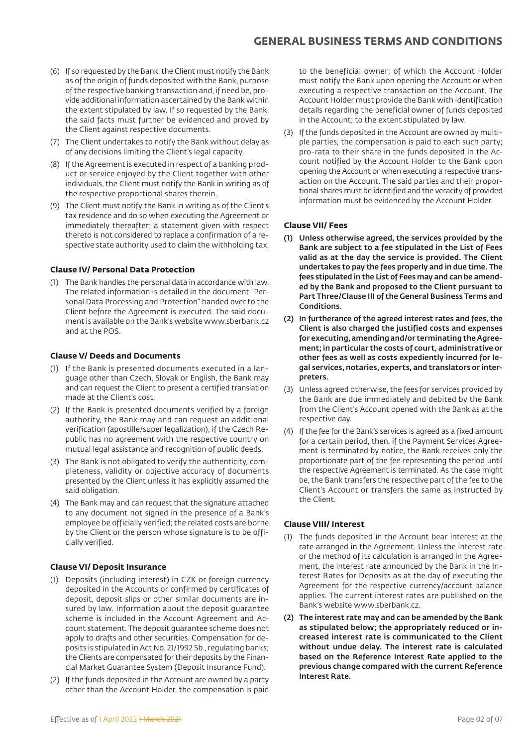(6) If so requested by the Bank, the Client must notify the Bank as of the origin of funds deposited with the Bank, purpose of the respective banking transaction and, if need be, provide additional information ascertained by the Bank within the extent stipulated by law. If so requested by the Bank, the said facts must further be evidenced and proved by the Client against respective documents.

(7) The Client undertakes to notify the Bank without delay as of any decisions limiting the Client's legal capacity.

(8) If the Agreement is executed in respect of a banking product or service enjoyed by the Client together with other individuals, the Client must notify the Bank in writing as of the respective proportional shares therein.

(9) The Client must notify the Bank in writing as of the Client's tax residence and do so when executing the Agreement or immediately thereafter; a statement given with respect thereto is not considered to replace a confirmation of a respective state authority used to claim the withholding tax.

### Clause IV/ Personal Data Protection

(1) The Bank handles the personal data in accordance with law. The related information is detailed in the document "Personal Data Processing and Protection" handed over to the Client before the Agreement is executed. The said document is available on the Bank's website www.sberbank.cz and at the POS.

### Clause V/ Deeds and Documents

(1) If the Bank is presented documents executed in a language other than Czech, Slovak or English, the Bank may and can request the Client to present a certified translation made at the Client's cost.

(2) If the Bank is presented documents verified by a foreign authority, the Bank may and can request an additional verification (apostille/super legalization); if the Czech Republic has no agreement with the respective country on mutual legal assistance and recognition of public deeds.

(3) The Bank is not obligated to verify the authenticity, completeness, validity or objective accuracy of documents presented by the Client unless it has explicitly assumed the said obligation.

(4) The Bank may and can request that the signature attached to any document not signed in the presence of a Bank's employee be officially verified; the related costs are borne by the Client or the person whose signature is to be officially verified.

### Clause VI/ Deposit Insurance

(1) Deposits (including interest) in CZK or foreign currency deposited in the Accounts or confirmed by certificates of deposit, deposit slips or other similar documents are insured by law. Information about the deposit guarantee scheme is included in the Account Agreement and Account statement. The deposit guarantee scheme does not apply to drafts and other securities. Compensation for deposits is stipulated in Act No. 21/1992 Sb., regulating banks; the Clients are compensated for their deposits by the Financial Market Guarantee System (Deposit Insurance Fund).

(2) If the funds deposited in the Account are owned by a party other than the Account Holder, the compensation is paid to the beneficial owner; of which the Account Holder must notify the Bank upon opening the Account or when executing a respective transaction on the Account. The Account Holder must provide the Bank with identification details regarding the beneficial owner of funds deposited in the Account; to the extent stipulated by law.

(3) If the funds deposited in the Account are owned by multiple parties, the compensation is paid to each such party; pro-rata to their share in the funds deposited in the Account notified by the Account Holder to the Bank upon opening the Account or when executing a respective transaction on the Account. The said parties and their proportional shares must be identified and the veracity of provided information must be evidenced by the Account Holder.

### Clause VII/ Fees

**(1) Unless otherwise agreed, the services provided by the Bank are subject to a fee stipulated in the List of Fees valid as at the day the service is provided. The Client undertakes to pay the fees properly and in due time. The fees stipulated in the List of Fees may and can be amended by the Bank and proposed to the Client pursuant to Part Three/Clause III of the General Business Terms and Conditions.**

**(2) In furtherance of the agreed interest rates and fees, the Client is also charged the justified costs and expenses for executing, amending and/or terminating the Agreement; in particular the costs of court, administrative or other fees as well as costs expediently incurred for legal services, notaries, experts, and translators or interpreters.**

(3) Unless agreed otherwise, the fees for services provided by the Bank are due immediately and debited by the Bank from the Client's Account opened with the Bank as at the respective day.

(4) If the fee for the Bank's services is agreed as a fixed amount for a certain period, then, if the Payment Services Agreement is terminated by notice, the Bank receives only the proportionate part of the fee representing the period until the respective Agreement is terminated. As the case might be, the Bank transfers the respective part of the fee to the Client's Account or transfers the same as instructed by the Client.

### Clause VIII/ Interest

(1) The funds deposited in the Account bear interest at the rate arranged in the Agreement. Unless the interest rate or the method of its calculation is arranged in the Agreement, the interest rate announced by the Bank in the Interest Rates for Deposits as at the day of executing the Agreement for the respective currency/account balance applies. The current interest rates are published on the Bank's website www.sberbank.cz.

**(2) The interest rate may and can be amended by the Bank as stipulated below; the appropriately reduced or increased interest rate is communicated to the Client without undue delay. The interest rate is calculated based on the Reference Interest Rate applied to the previous change compared with the current Reference Interest Rate.**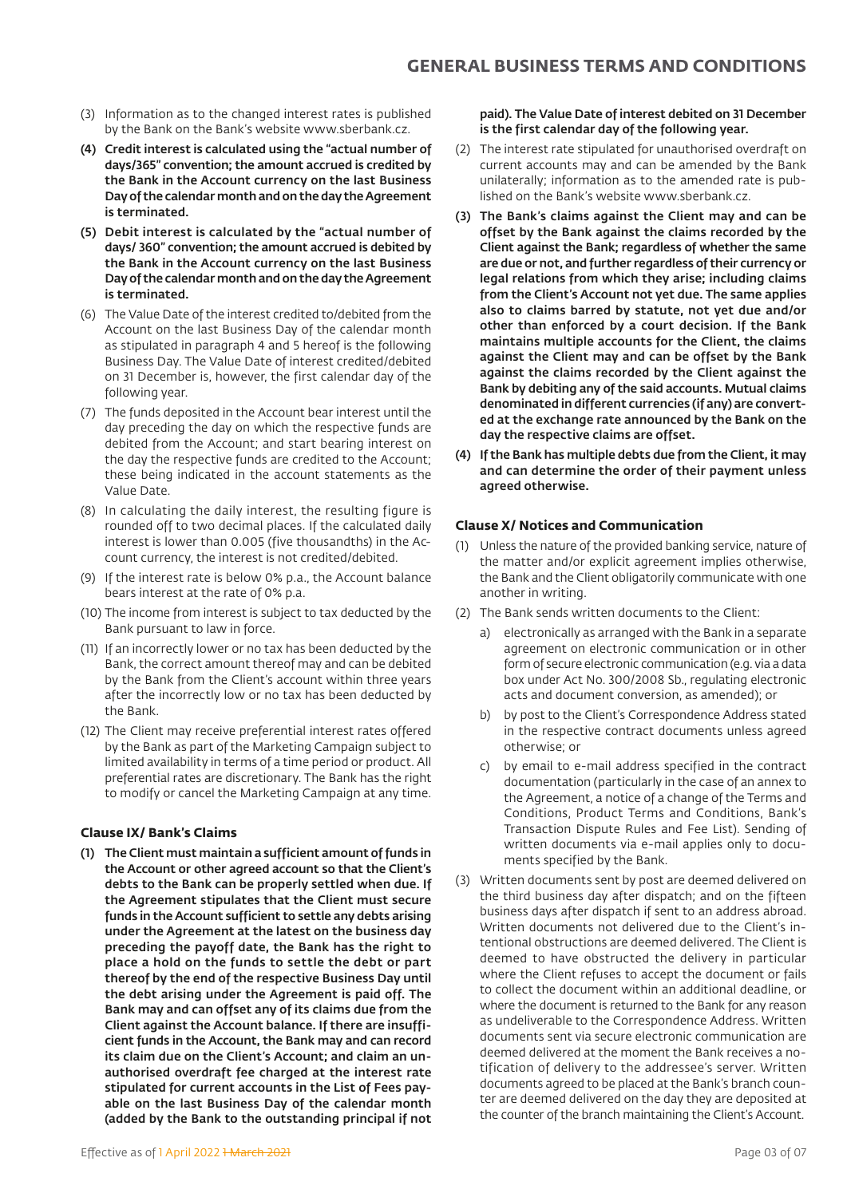(3) Information as to the changed interest rates is published by the Bank on the Bank's website www.sberbank.cz.

**(4) Credit interest is calculated using the "actual number of days/365" convention; the amount accrued is credited by the Bank in the Account currency on the last Business Day of the calendar month and on the day the Agreement is terminated.**

**(5) Debit interest is calculated by the "actual number of days/ 360" convention; the amount accrued is debited by the Bank in the Account currency on the last Business Day of the calendar month and on the day the Agreement is terminated.**

(6) The Value Date of the interest credited to/debited from the Account on the last Business Day of the calendar month as stipulated in paragraph 4 and 5 hereof is the following Business Day. The Value Date of interest credited/debited on 31 December is, however, the first calendar day of the following year.

(7) The funds deposited in the Account bear interest until the day preceding the day on which the respective funds are debited from the Account; and start bearing interest on the day the respective funds are credited to the Account; these being indicated in the account statements as the Value Date.

(8) In calculating the daily interest, the resulting figure is rounded off to two decimal places. If the calculated daily interest is lower than 0.005 (five thousandths) in the Account currency, the interest is not credited/debited.

(9) If the interest rate is below 0% p.a., the Account balance bears interest at the rate of 0% p.a.

(10) The income from interest is subject to tax deducted by the Bank pursuant to law in force.

(11) If an incorrectly lower or no tax has been deducted by the Bank, the correct amount thereof may and can be debited by the Bank from the Client's account within three years after the incorrectly low or no tax has been deducted by the Bank.

(12) The Client may receive preferential interest rates offered by the Bank as part of the Marketing Campaign subject to limited availability in terms of a time period or product. All preferential rates are discretionary. The Bank has the right to modify or cancel the Marketing Campaign at any time.

### Clause IX/ Bank's Claims

**(1) The Client must maintain a sufficient amount of funds in the Account or other agreed account so that the Client's debts to the Bank can be properly settled when due. If the Agreement stipulates that the Client must secure funds in the Account sufficient to settle any debts arising under the Agreement at the latest on the business day preceding the payoff date, the Bank has the right to place a hold on the funds to settle the debt or part thereof by the end of the respective Business Day until the debt arising under the Agreement is paid off. The Bank may and can offset any of its claims due from the Client against the Account balance. If there are insufficient funds in the Account, the Bank may and can record its claim due on the Client's Account; and claim an unauthorised overdraft fee charged at the interest rate stipulated for current accounts in the List of Fees payable on the last Business Day of the calendar month (added by the Bank to the outstanding principal if not paid). The Value Date of interest debited on 31 December is the first calendar day of the following year.**

(2) The interest rate stipulated for unauthorised overdraft on current accounts may and can be amended by the Bank unilaterally; information as to the amended rate is published on the Bank's website www.sberbank.cz.

**(3) The Bank's claims against the Client may and can be offset by the Bank against the claims recorded by the Client against the Bank; regardless of whether the same are due or not, and further regardless of their currency or legal relations from which they arise; including claims from the Client's Account not yet due. The same applies also to claims barred by statute, not yet due and/or other than enforced by a court decision. If the Bank maintains multiple accounts for the Client, the claims against the Client may and can be offset by the Bank against the claims recorded by the Client against the Bank by debiting any of the said accounts. Mutual claims denominated in different currencies (if any) are converted at the exchange rate announced by the Bank on the day the respective claims are offset.**

**(4) If the Bank has multiple debts due from the Client, it may and can determine the order of their payment unless agreed otherwise.**

### Clause X/ Notices and Communication

(1) Unless the nature of the provided banking service, nature of the matter and/or explicit agreement implies otherwise, the Bank and the Client obligatorily communicate with one another in writing.

(2) The Bank sends written documents to the Client:

a) electronically as arranged with the Bank in a separate agreement on electronic communication or in other form of secure electronic communication (e.g. via a data box under Act No. 300/2008 Sb., regulating electronic acts and document conversion, as amended); or

b) by post to the Client's Correspondence Address stated in the respective contract documents unless agreed otherwise; or

c) by email to e-mail address specified in the contract documentation (particularly in the case of an annex to the Agreement, a notice of a change of the Terms and Conditions, Product Terms and Conditions, Bank's Transaction Dispute Rules and Fee List). Sending of written documents via e-mail applies only to documents specified by the Bank.

(3) Written documents sent by post are deemed delivered on the third business day after dispatch; and on the fifteen business days after dispatch if sent to an address abroad. Written documents not delivered due to the Client's intentional obstructions are deemed delivered. The Client is deemed to have obstructed the delivery in particular where the Client refuses to accept the document or fails to collect the document within an additional deadline, or where the document is returned to the Bank for any reason as undeliverable to the Correspondence Address. Written documents sent via secure electronic communication are deemed delivered at the moment the Bank receives a notification of delivery to the addressee's server. Written documents agreed to be placed at the Bank's branch counter are deemed delivered on the day they are deposited at the counter of the branch maintaining the Client's Account.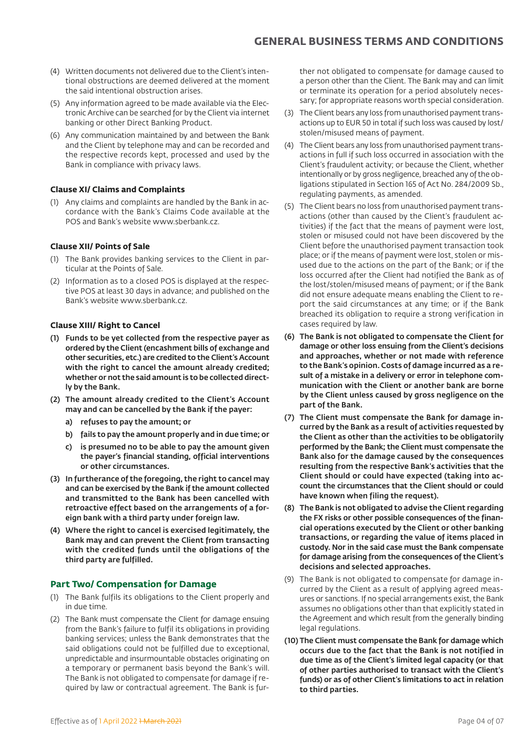(4) Written documents not delivered due to the Client's intentional obstructions are deemed delivered at the moment the said intentional obstruction arises.

(5) Any information agreed to be made available via the Electronic Archive can be searched for by the Client via internet banking or other Direct Banking Product.

(6) Any communication maintained by and between the Bank and the Client by telephone may and can be recorded and the respective records kept, processed and used by the Bank in compliance with privacy laws.

### Clause XI/ Claims and Complaints

(1) Any claims and complaints are handled by the Bank in accordance with the Bank's Claims Code available at the POS and Bank's website www.sberbank.cz.

### Clause XII/ Points of Sale

(1) The Bank provides banking services to the Client in particular at the Points of Sale.

(2) Information as to a closed POS is displayed at the respective POS at least 30 days in advance; and published on the Bank's website www.sberbank.cz.

### Clause XIII/ Right to Cancel

**(1) Funds to be yet collected from the respective payer as ordered by the Client (encashment bills of exchange and other securities, etc.) are credited to the Client's Account with the right to cancel the amount already credited; whether or not the said amount is to be collected directly by the Bank.**

**(2) The amount already credited to the Client's Account may and can be cancelled by the Bank if the payer:**

**a) refuses to pay the amount; or**

**b) fails to pay the amount properly and in due time; or**

**c) is presumed no to be able to pay the amount given the payer's financial standing, official interventions or other circumstances.**

**(3) In furtherance of the foregoing, the right to cancel may and can be exercised by the Bank if the amount collected and transmitted to the Bank has been cancelled with retroactive effect based on the arrangements of a foreign bank with a third party under foreign law.**

**(4) Where the right to cancel is exercised legitimately, the Bank may and can prevent the Client from transacting with the credited funds until the obligations of the third party are fulfilled.**

## Part Two/ Compensation for Damage

(1) The Bank fulfils its obligations to the Client properly and in due time.

(2) The Bank must compensate the Client for damage ensuing from the Bank's failure to fulfil its obligations in providing banking services; unless the Bank demonstrates that the said obligations could not be fulfilled due to exceptional, unpredictable and insurmountable obstacles originating on a temporary or permanent basis beyond the Bank's will. The Bank is not obligated to compensate for damage if required by law or contractual agreement. The Bank is further not obligated to compensate for damage caused to a person other than the Client. The Bank may and can limit or terminate its operation for a period absolutely necessary; for appropriate reasons worth special consideration.

(3) The Client bears any loss from unauthorised payment transactions up to EUR 50 in total if such loss was caused by lost/stolen/misused means of payment.

(4) The Client bears any loss from unauthorised payment transactions in full if such loss occurred in association with the Client's fraudulent activity; or because the Client, whether intentionally or by gross negligence, breached any of the obligations stipulated in Section 165 of Act No. 284/2009 Sb., regulating payments, as amended.

(5) The Client bears no loss from unauthorised payment transactions (other than caused by the Client's fraudulent activities) if the fact that the means of payment were lost, stolen or misused could not have been discovered by the Client before the unauthorised payment transaction took place; or if the means of payment were lost, stolen or misused due to the actions on the part of the Bank; or if the loss occurred after the Client had notified the Bank as of the lost/stolen/misused means of payment; or if the Bank did not ensure adequate means enabling the Client to report the said circumstances at any time; or if the Bank breached its obligation to require a strong verification in cases required by law.

**(6) The Bank is not obligated to compensate the Client for damage or other loss ensuing from the Client's decisions and approaches, whether or not made with reference to the Bank's opinion. Costs of damage incurred as a result of a mistake in a delivery or error in telephone communication with the Client or another bank are borne by the Client unless caused by gross negligence on the part of the Bank.**

**(7) The Client must compensate the Bank for damage incurred by the Bank as a result of activities requested by the Client as other than the activities to be obligatorily performed by the Bank; the Client must compensate the Bank also for the damage caused by the consequences resulting from the respective Bank's activities that the Client should or could have expected (taking into account the circumstances that the Client should or could have known when filing the request).**

**(8) The Bank is not obligated to advise the Client regarding the FX risks or other possible consequences of the financial operations executed by the Client or other banking transactions, or regarding the value of items placed in custody. Nor in the said case must the Bank compensate for damage arising from the consequences of the Client's decisions and selected approaches.**

(9) The Bank is not obligated to compensate for damage incurred by the Client as a result of applying agreed measures or sanctions. If no special arrangements exist, the Bank assumes no obligations other than that explicitly stated in the Agreement and which result from the generally binding legal regulations.

**(10) The Client must compensate the Bank for damage which occurs due to the fact that the Bank is not notified in due time as of the Client's limited legal capacity (or that of other parties authorised to transact with the Client's funds) or as of other Client's limitations to act in relation to third parties.**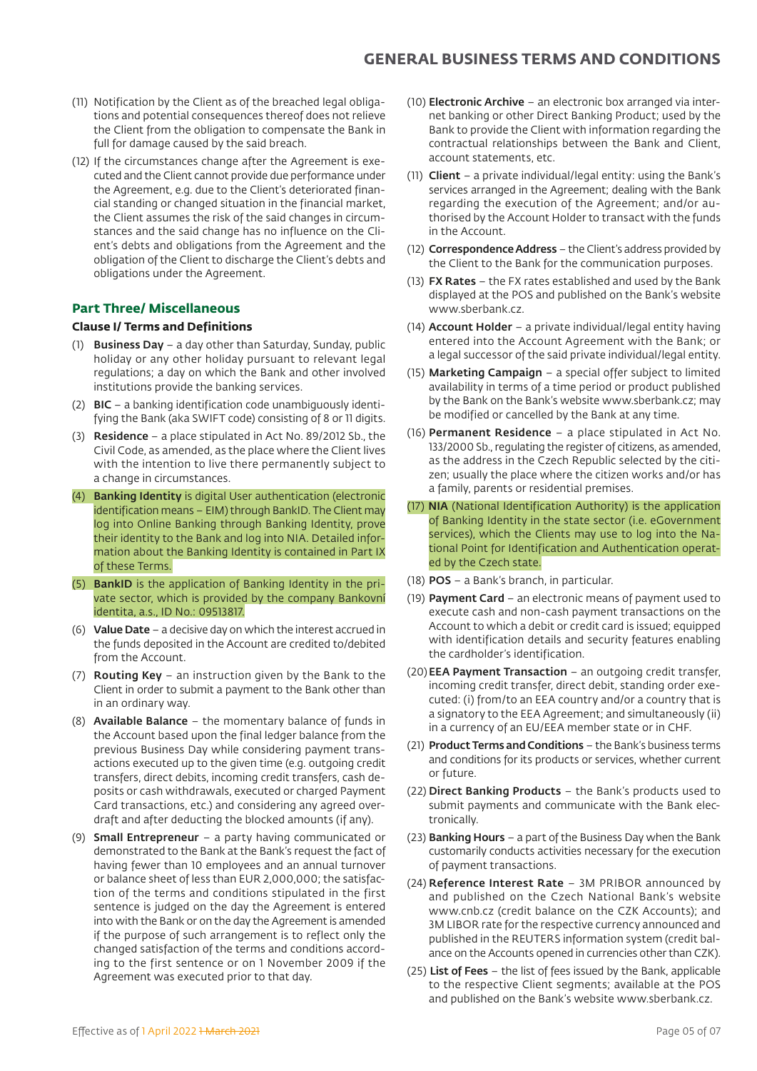(11) Notification by the Client as of the breached legal obligations and potential consequences thereof does not relieve the Client from the obligation to compensate the Bank in full for damage caused by the said breach.

(12) If the circumstances change after the Agreement is executed and the Client cannot provide due performance under the Agreement, e.g. due to the Client's deteriorated financial standing or changed situation in the financial market, the Client assumes the risk of the said changes in circumstances and the said change has no influence on the Client's debts and obligations from the Agreement and the obligation of the Client to discharge the Client's debts and obligations under the Agreement.

## Part Three/ Miscellaneous

### Clause I/ Terms and Definitions

(1) **Business Day** – a day other than Saturday, Sunday, public holiday or any other holiday pursuant to relevant legal regulations; a day on which the Bank and other involved institutions provide the banking services.

(2) **BIC** – a banking identification code unambiguously identifying the Bank (aka SWIFT code) consisting of 8 or 11 digits.

(3) **Residence** – a place stipulated in Act No. 89/2012 Sb., the Civil Code, as amended, as the place where the Client lives with the intention to live there permanently subject to a change in circumstances.

(4) **Banking Identity** is digital User authentication (electronic identification means – EIM) through BankID. The Client may log into Online Banking through Banking Identity, prove their identity to the Bank and log into NIA. Detailed information about the Banking Identity is contained in Part IX of these Terms.

(5) **BankID** is the application of Banking Identity in the private sector, which is provided by the company Bankovní identita, a.s., ID No.: 09513817.

(6) **Value Date** – a decisive day on which the interest accrued in the funds deposited in the Account are credited to/debited from the Account.

(7) **Routing Key** – an instruction given by the Bank to the Client in order to submit a payment to the Bank other than in an ordinary way.

(8) **Available Balance** – the momentary balance of funds in the Account based upon the final ledger balance from the previous Business Day while considering payment transactions executed up to the given time (e.g. outgoing credit transfers, direct debits, incoming credit transfers, cash deposits or cash withdrawals, executed or charged Payment Card transactions, etc.) and considering any agreed overdraft and after deducting the blocked amounts (if any).

(9) **Small Entrepreneur** – a party having communicated or demonstrated to the Bank at the Bank's request the fact of having fewer than 10 employees and an annual turnover or balance sheet of less than EUR 2,000,000; the satisfaction of the terms and conditions stipulated in the first sentence is judged on the day the Agreement is entered into with the Bank or on the day the Agreement is amended if the purpose of such arrangement is to reflect only the changed satisfaction of the terms and conditions according to the first sentence or on 1 November 2009 if the Agreement was executed prior to that day.

(10) **Electronic Archive** – an electronic box arranged via internet banking or other Direct Banking Product; used by the Bank to provide the Client with information regarding the contractual relationships between the Bank and Client, account statements, etc.

(11) **Client** – a private individual/legal entity: using the Bank's services arranged in the Agreement; dealing with the Bank regarding the execution of the Agreement; and/or authorised by the Account Holder to transact with the funds in the Account.

(12) **Correspondence Address** – the Client's address provided by the Client to the Bank for the communication purposes.

(13) **FX Rates** – the FX rates established and used by the Bank displayed at the POS and published on the Bank's website www.sberbank.cz.

(14) **Account Holder** – a private individual/legal entity having entered into the Account Agreement with the Bank; or a legal successor of the said private individual/legal entity.

(15) **Marketing Campaign** – a special offer subject to limited availability in terms of a time period or product published by the Bank on the Bank's website www.sberbank.cz; may be modified or cancelled by the Bank at any time.

(16) **Permanent Residence** – a place stipulated in Act No. 133/2000 Sb., regulating the register of citizens, as amended, as the address in the Czech Republic selected by the citizen; usually the place where the citizen works and/or has a family, parents or residential premises.

(17) **NIA** (National Identification Authority) is the application of Banking Identity in the state sector (i.e. eGovernment services), which the Clients may use to log into the National Point for Identification and Authentication operated by the Czech state.

(18) **POS** – a Bank's branch, in particular.

(19) **Payment Card** – an electronic means of payment used to execute cash and non-cash payment transactions on the Account to which a debit or credit card is issued; equipped with identification details and security features enabling the cardholder's identification.

(20) **EEA Payment Transaction** – an outgoing credit transfer, incoming credit transfer, direct debit, standing order executed: (i) from/to an EEA country and/or a country that is a signatory to the EEA Agreement; and simultaneously (ii) in a currency of an EU/EEA member state or in CHF.

(21) **Product Terms and Conditions** – the Bank's business terms and conditions for its products or services, whether current or future.

(22) **Direct Banking Products** – the Bank's products used to submit payments and communicate with the Bank electronically.

(23) **Banking Hours** – a part of the Business Day when the Bank customarily conducts activities necessary for the execution of payment transactions.

(24) **Reference Interest Rate** – 3M PRIBOR announced by and published on the Czech National Bank's website www.cnb.cz (credit balance on the CZK Accounts); and 3M LIBOR rate for the respective currency announced and published in the REUTERS information system (credit balance on the Accounts opened in currencies other than CZK).

(25) **List of Fees** – the list of fees issued by the Bank, applicable to the respective Client segments; available at the POS and published on the Bank's website www.sberbank.cz.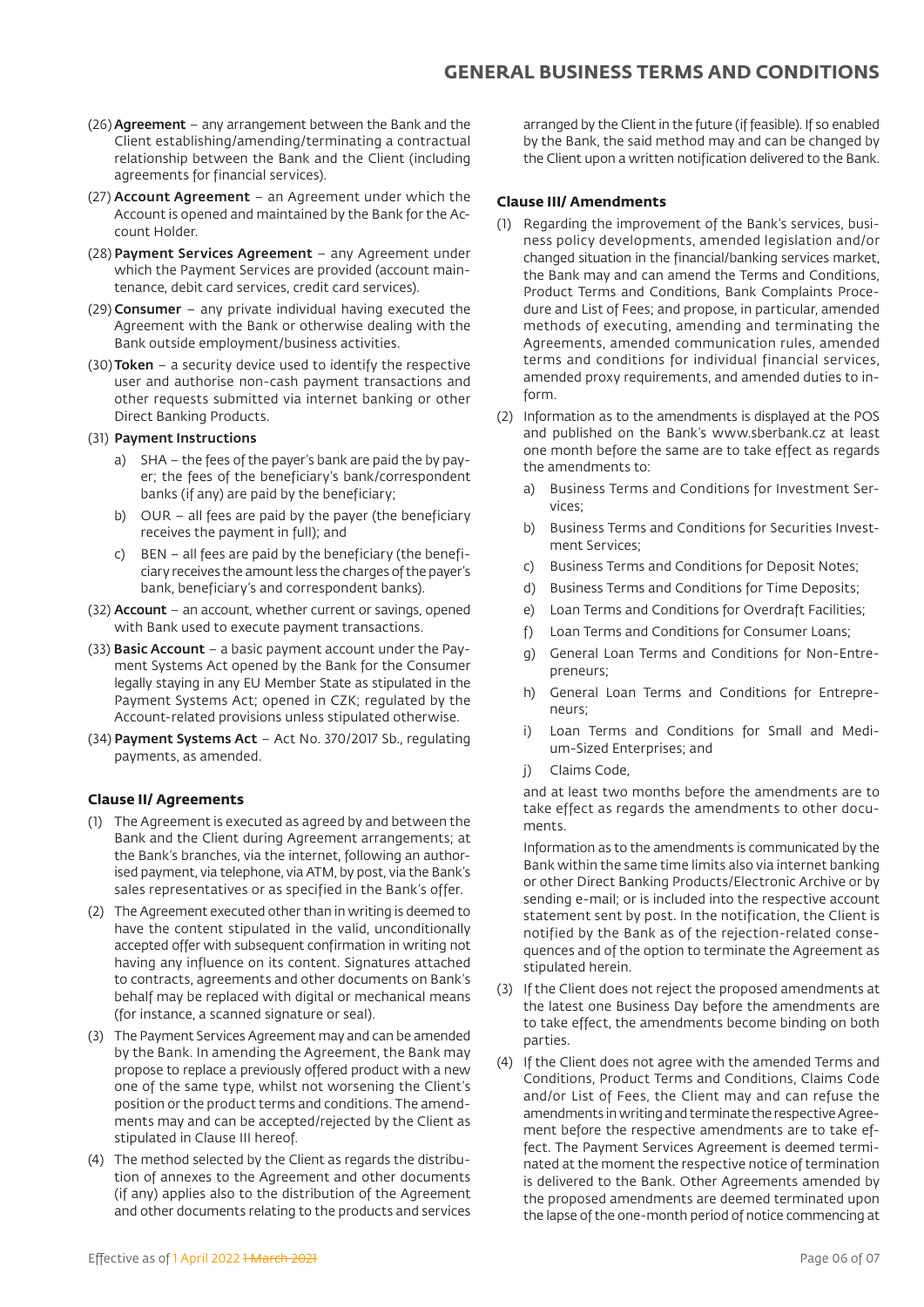(26) **Agreement** – any arrangement between the Bank and the Client establishing/amending/terminating a contractual relationship between the Bank and the Client (including agreements for financial services).

(27) **Account Agreement** – an Agreement under which the Account is opened and maintained by the Bank for the Account Holder.

(28) **Payment Services Agreement** – any Agreement under which the Payment Services are provided (account maintenance, debit card services, credit card services).

(29) **Consumer** – any private individual having executed the Agreement with the Bank or otherwise dealing with the Bank outside employment/business activities.

(30) **Token** – a security device used to identify the respective user and authorise non-cash payment transactions and other requests submitted via internet banking or other Direct Banking Products.

(31) **Payment Instructions**

a) SHA – the fees of the payer's bank are paid the by payer; the fees of the beneficiary's bank/correspondent banks (if any) are paid by the beneficiary;

b) OUR – all fees are paid by the payer (the beneficiary receives the payment in full); and

c) BEN – all fees are paid by the beneficiary (the beneficiary receives the amount less the charges of the payer's bank, beneficiary's and correspondent banks).

(32) **Account** – an account, whether current or savings, opened with Bank used to execute payment transactions.

(33) **Basic Account** – a basic payment account under the Payment Systems Act opened by the Bank for the Consumer legally staying in any EU Member State as stipulated in the Payment Systems Act; opened in CZK; regulated by the Account-related provisions unless stipulated otherwise.

(34) **Payment Systems Act** – Act No. 370/2017 Sb., regulating payments, as amended.

### Clause II/ Agreements

(1) The Agreement is executed as agreed by and between the Bank and the Client during Agreement arrangements; at the Bank's branches, via the internet, following an authorised payment, via telephone, via ATM, by post, via the Bank's sales representatives or as specified in the Bank's offer.

(2) The Agreement executed other than in writing is deemed to have the content stipulated in the valid, unconditionally accepted offer with subsequent confirmation in writing not having any influence on its content. Signatures attached to contracts, agreements and other documents on Bank's behalf may be replaced with digital or mechanical means (for instance, a scanned signature or seal).

(3) The Payment Services Agreement may and can be amended by the Bank. In amending the Agreement, the Bank may propose to replace a previously offered product with a new one of the same type, whilst not worsening the Client's position or the product terms and conditions. The amendments may and can be accepted/rejected by the Client as stipulated in Clause III hereof.

(4) The method selected by the Client as regards the distribution of annexes to the Agreement and other documents (if any) applies also to the distribution of the Agreement and other documents relating to the products and services arranged by the Client in the future (if feasible). If so enabled by the Bank, the said method may and can be changed by the Client upon a written notification delivered to the Bank.

### Clause III/ Amendments

(1) Regarding the improvement of the Bank's services, business policy developments, amended legislation and/or changed situation in the financial/banking services market, the Bank may and can amend the Terms and Conditions, Product Terms and Conditions, Bank Complaints Procedure and List of Fees; and propose, in particular, amended methods of executing, amending and terminating the Agreements, amended communication rules, amended terms and conditions for individual financial services, amended proxy requirements, and amended duties to inform.

(2) Information as to the amendments is displayed at the POS and published on the Bank's www.sberbank.cz at least one month before the same are to take effect as regards the amendments to:

a) Business Terms and Conditions for Investment Services;

b) Business Terms and Conditions for Securities Investment Services;

c) Business Terms and Conditions for Deposit Notes;

d) Business Terms and Conditions for Time Deposits;

e) Loan Terms and Conditions for Overdraft Facilities;

f) Loan Terms and Conditions for Consumer Loans;

g) General Loan Terms and Conditions for Non-Entrepreneurs;

h) General Loan Terms and Conditions for Entrepreneurs;

i) Loan Terms and Conditions for Small and Medium-Sized Enterprises; and

j) Claims Code,

and at least two months before the amendments are to take effect as regards the amendments to other documents.

Information as to the amendments is communicated by the Bank within the same time limits also via internet banking or other Direct Banking Products/Electronic Archive or by sending e-mail; or is included into the respective account statement sent by post. In the notification, the Client is notified by the Bank as of the rejection-related consequences and of the option to terminate the Agreement as stipulated herein.

(3) If the Client does not reject the proposed amendments at the latest one Business Day before the amendments are to take effect, the amendments become binding on both parties.

(4) If the Client does not agree with the amended Terms and Conditions, Product Terms and Conditions, Claims Code and/or List of Fees, the Client may and can refuse the amendments in writing and terminate the respective Agreement before the respective amendments are to take effect. The Payment Services Agreement is deemed terminated at the moment the respective notice of termination is delivered to the Bank. Other Agreements amended by the proposed amendments are deemed terminated upon the lapse of the one-month period of notice commencing at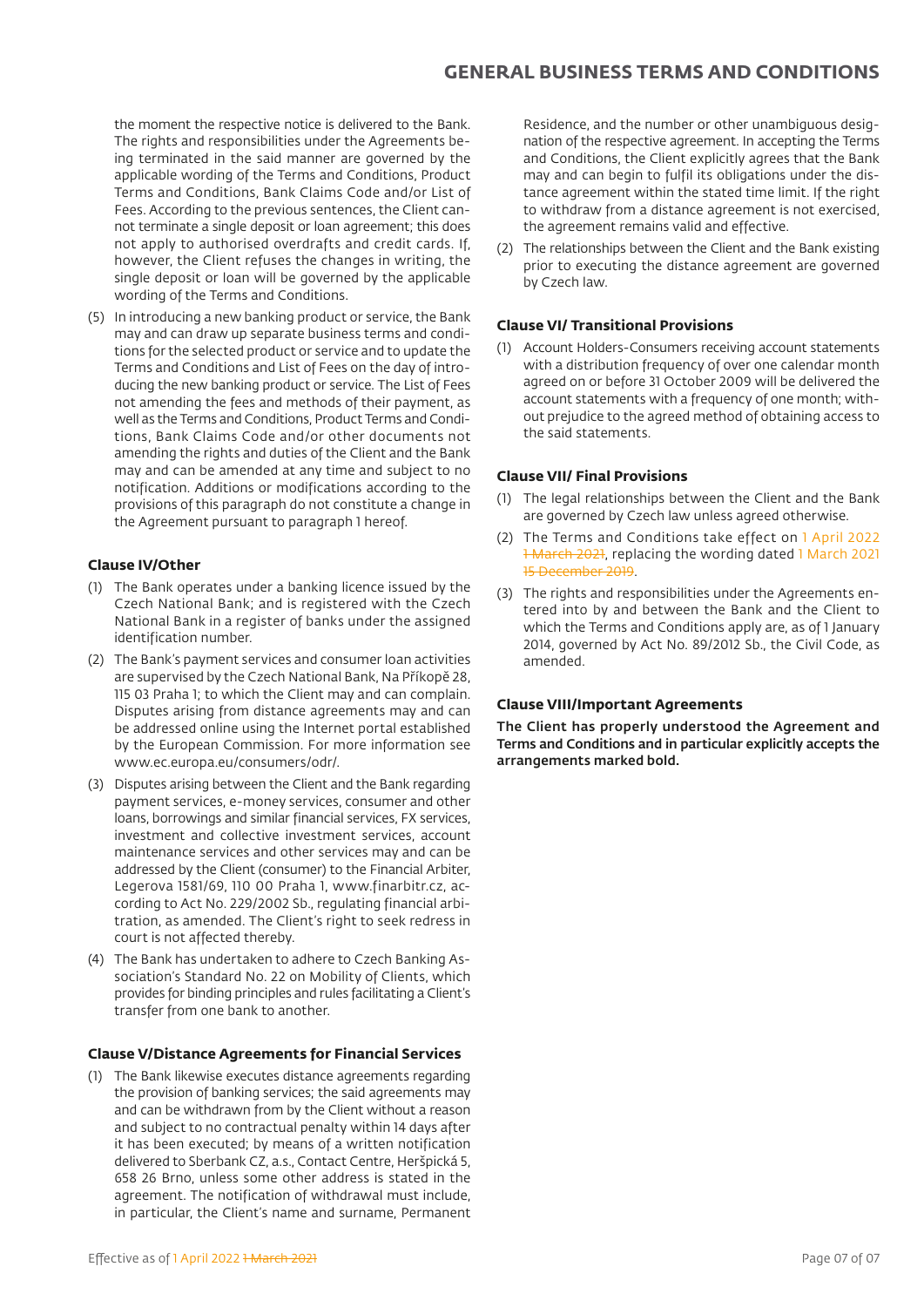the moment the respective notice is delivered to the Bank. The rights and responsibilities under the Agreements being terminated in the said manner are governed by the applicable wording of the Terms and Conditions, Product Terms and Conditions, Bank Claims Code and/or List of Fees. According to the previous sentences, the Client cannot terminate a single deposit or loan agreement; this does not apply to authorised overdrafts and credit cards. If, however, the Client refuses the changes in writing, the single deposit or loan will be governed by the applicable wording of the Terms and Conditions.

(5) In introducing a new banking product or service, the Bank may and can draw up separate business terms and conditions for the selected product or service and to update the Terms and Conditions and List of Fees on the day of introducing the new banking product or service. The List of Fees not amending the fees and methods of their payment, as well as the Terms and Conditions, Product Terms and Conditions, Bank Claims Code and/or other documents not amending the rights and duties of the Client and the Bank may and can be amended at any time and subject to no notification. Additions or modifications according to the provisions of this paragraph do not constitute a change in the Agreement pursuant to paragraph 1 hereof.

#### Clause IV/Other

(1) The Bank operates under a banking licence issued by the Czech National Bank; and is registered with the Czech National Bank in a register of banks under the assigned identification number.

(2) The Bank's payment services and consumer loan activities are supervised by the Czech National Bank, Na Příkopě 28, 115 03 Praha 1; to which the Client may and can complain. Disputes arising from distance agreements may and can be addressed online using the Internet portal established by the European Commission. For more information see www.ec.europa.eu/consumers/odr/.

(3) Disputes arising between the Client and the Bank regarding payment services, e-money services, consumer and other loans, borrowings and similar financial services, FX services, investment and collective investment services, account maintenance services and other services may and can be addressed by the Client (consumer) to the Financial Arbiter, Legerova 1581/69, 110 00 Praha 1, www.finarbitr.cz, according to Act No. 229/2002 Sb., regulating financial arbitration, as amended. The Client's right to seek redress in court is not affected thereby.

(4) The Bank has undertaken to adhere to Czech Banking Association's Standard No. 22 on Mobility of Clients, which provides for binding principles and rules facilitating a Client's transfer from one bank to another.

#### Clause V/Distance Agreements for Financial Services

(1) The Bank likewise executes distance agreements regarding the provision of banking services; the said agreements may and can be withdrawn from by the Client without a reason and subject to no contractual penalty within 14 days after it has been executed; by means of a written notification delivered to Sberbank CZ, a.s., Contact Centre, Heršpická 5, 658 26 Brno, unless some other address is stated in the agreement. The notification of withdrawal must include, in particular, the Client's name and surname, Permanent Residence, and the number or other unambiguous designation of the respective agreement. In accepting the Terms and Conditions, the Client explicitly agrees that the Bank may and can begin to fulfil its obligations under the distance agreement within the stated time limit. If the right to withdraw from a distance agreement is not exercised, the agreement remains valid and effective.

(2) The relationships between the Client and the Bank existing prior to executing the distance agreement are governed by Czech law.

#### Clause VI/ Transitional Provisions

(1) Account Holders-Consumers receiving account statements with a distribution frequency of over one calendar month agreed on or before 31 October 2009 will be delivered the account statements with a frequency of one month; without prejudice to the agreed method of obtaining access to the said statements.

#### Clause VII/ Final Provisions

(1) The legal relationships between the Client and the Bank are governed by Czech law unless agreed otherwise.

(2) The Terms and Conditions take effect on 1 April 2022 ~~1 March 2021~~, replacing the wording dated 1 March 2021 ~~15 December 2019~~.

(3) The rights and responsibilities under the Agreements entered into by and between the Bank and the Client to which the Terms and Conditions apply are, as of 1 January 2014, governed by Act No. 89/2012 Sb., the Civil Code, as amended.

#### Clause VIII/Important Agreements

**The Client has properly understood the Agreement and Terms and Conditions and in particular explicitly accepts the arrangements marked bold.**